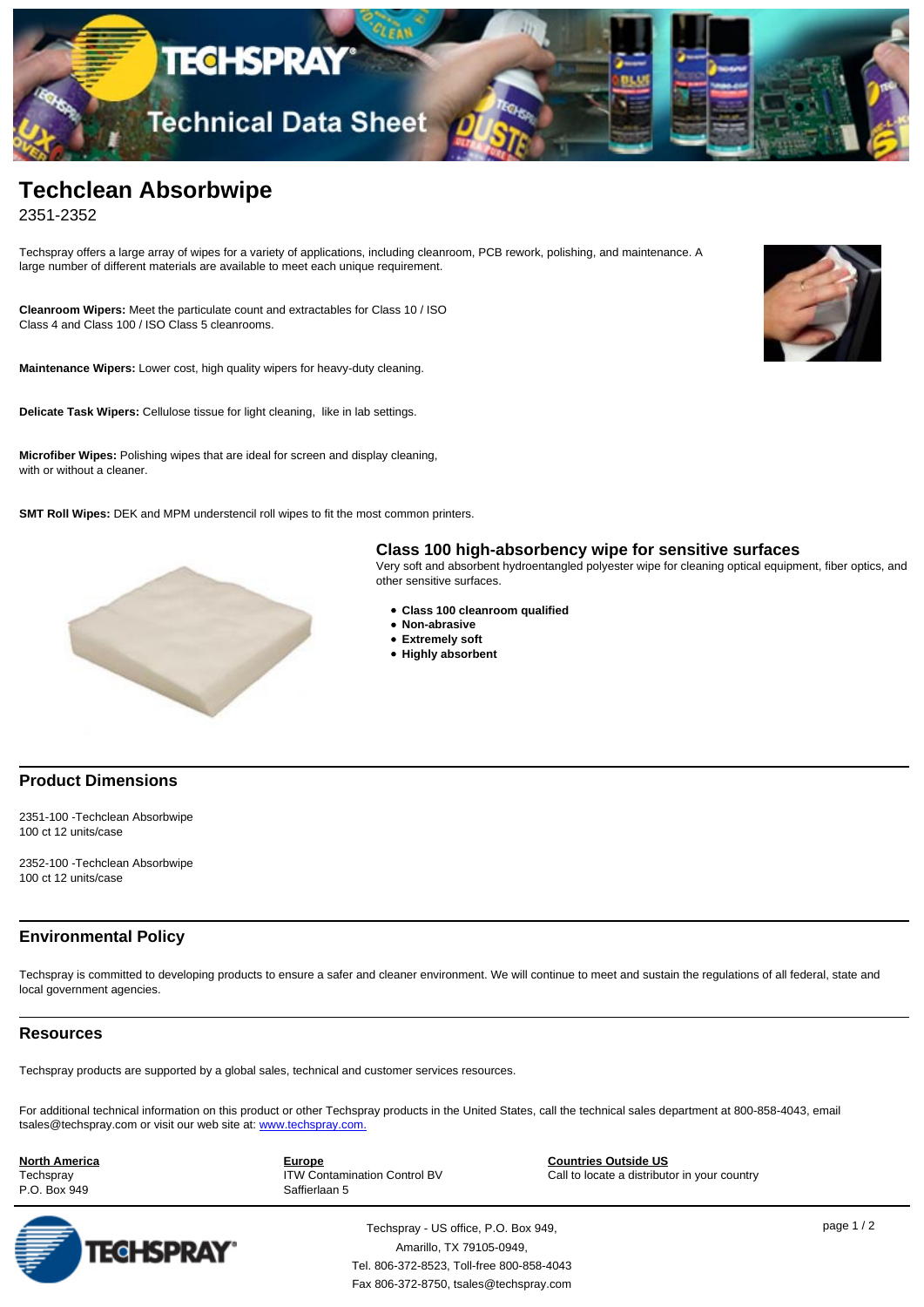# Techclean Absorbwipe

2351-2352

Techspray offers a large array of wipes for a variety of applications, including cleanroom, PCB rework, polishing, and maintenance. A large number of different materials are available to meet each unique requirement.

**Cleanroom Wipers:** Meet the particulate count and extractables for Class 10 / ISO Class 4 and Class 100 / ISO Class 5 cleanrooms.

**Maintenance Wipers:** Lower cost, high quality wipers for heavy-duty cleaning.

**Delicate Task Wipers:** Cellulose tissue for light cleaning, like in lab settings.

**Microfiber Wipes:** Polishing wipes that are ideal for screen and display cleaning, with or without a cleaner.

**SMT Roll Wipes:** DEK and MPM understencil roll wipes to fit the most common printers.

### Class 100 high-absorbency wipe for sensitive surfaces

Very soft and absorbent hydroentangled polyester wipe for cleaning optical equipment, fiber optics, and other sensitive surfaces.

- **Class 100 cleanroom qualified**
- **Non-abrasive**
- **Extremely soft**
- **Highly absorbent**

## Product Dimensions

2351-100 -Techclean Absorbwipe
100 ct 12 units/case

2352-100 -Techclean Absorbwipe
100 ct 12 units/case

## Environmental Policy

Techspray is committed to developing products to ensure a safer and cleaner environment. We will continue to meet and sustain the regulations of all federal, state and local government agencies.

## Resources

Techspray products are supported by a global sales, technical and customer services resources.

For additional technical information on this product or other Techspray products in the United States, call the technical sales department at 800-858-4043, email tsales@techspray.com or visit our web site at: www.techspray.com.

**North America**
Techspray
P.O. Box 949

**Europe**
ITW Contamination Control BV
Saffierlaan 5

**Countries Outside US**
Call to locate a distributor in your country

Techspray - US office, P.O. Box 949,
Amarillo, TX 79105-0949,
Tel. 806-372-8523, Toll-free 800-858-4043
Fax 806-372-8750, tsales@techspray.com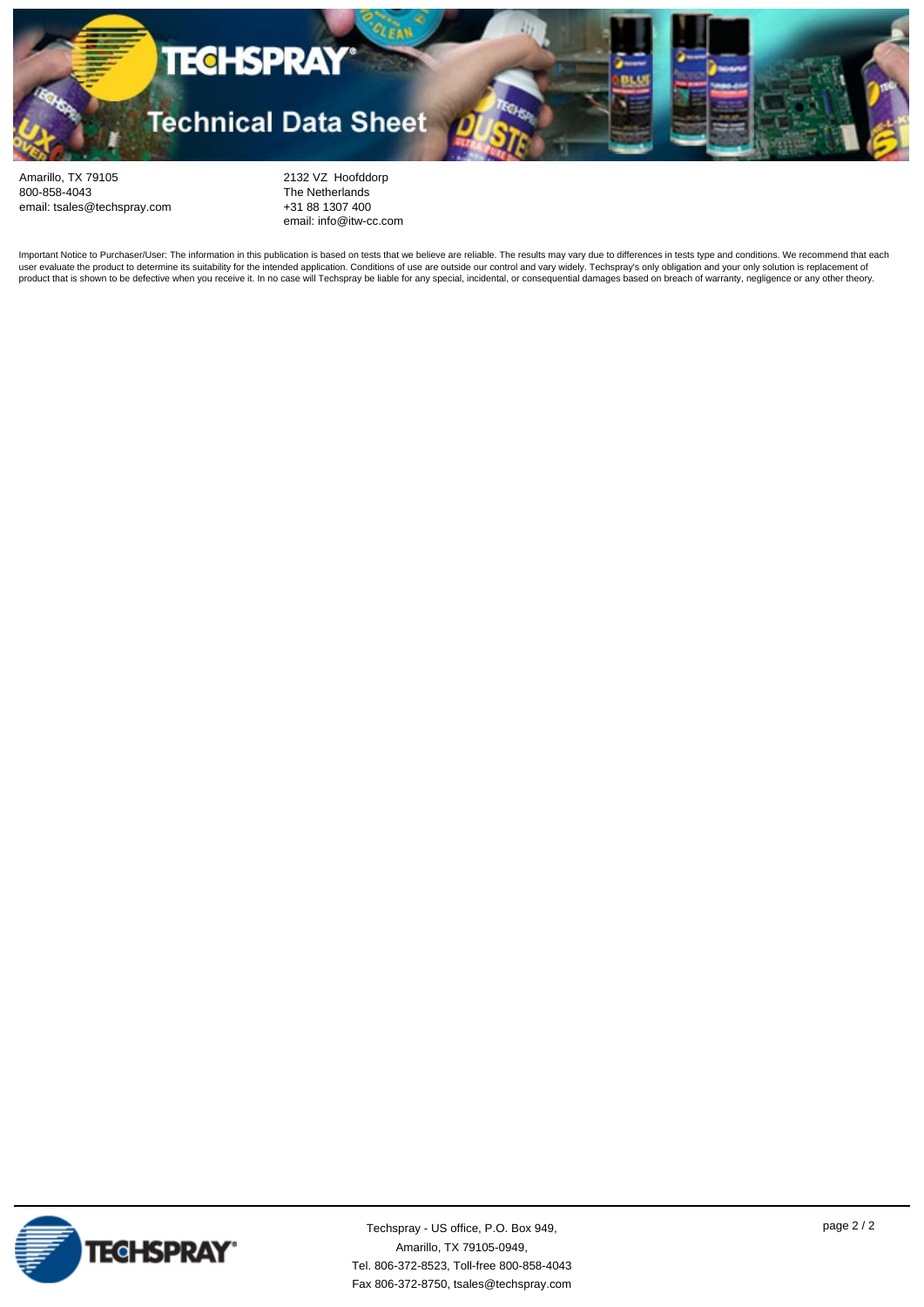Amarillo, TX 79105
800-858-4043
email: tsales@techspray.com

2132 VZ Hoofddorp
The Netherlands
+31 88 1307 400
email: info@itw-cc.com

Important Notice to Purchaser/User: The information in this publication is based on tests that we believe are reliable. The results may vary due to differences in tests type and conditions. We recommend that each user evaluate the product to determine its suitability for the intended application. Conditions of use are outside our control and vary widely. Techspray's only obligation and your only solution is replacement of product that is shown to be defective when you receive it. In no case will Techspray be liable for any special, incidental, or consequential damages based on breach of warranty, negligence or any other theory.

Techspray - US office, P.O. Box 949,
Amarillo, TX 79105-0949,
Tel. 806-372-8523, Toll-free 800-858-4043
Fax 806-372-8750, tsales@techspray.com